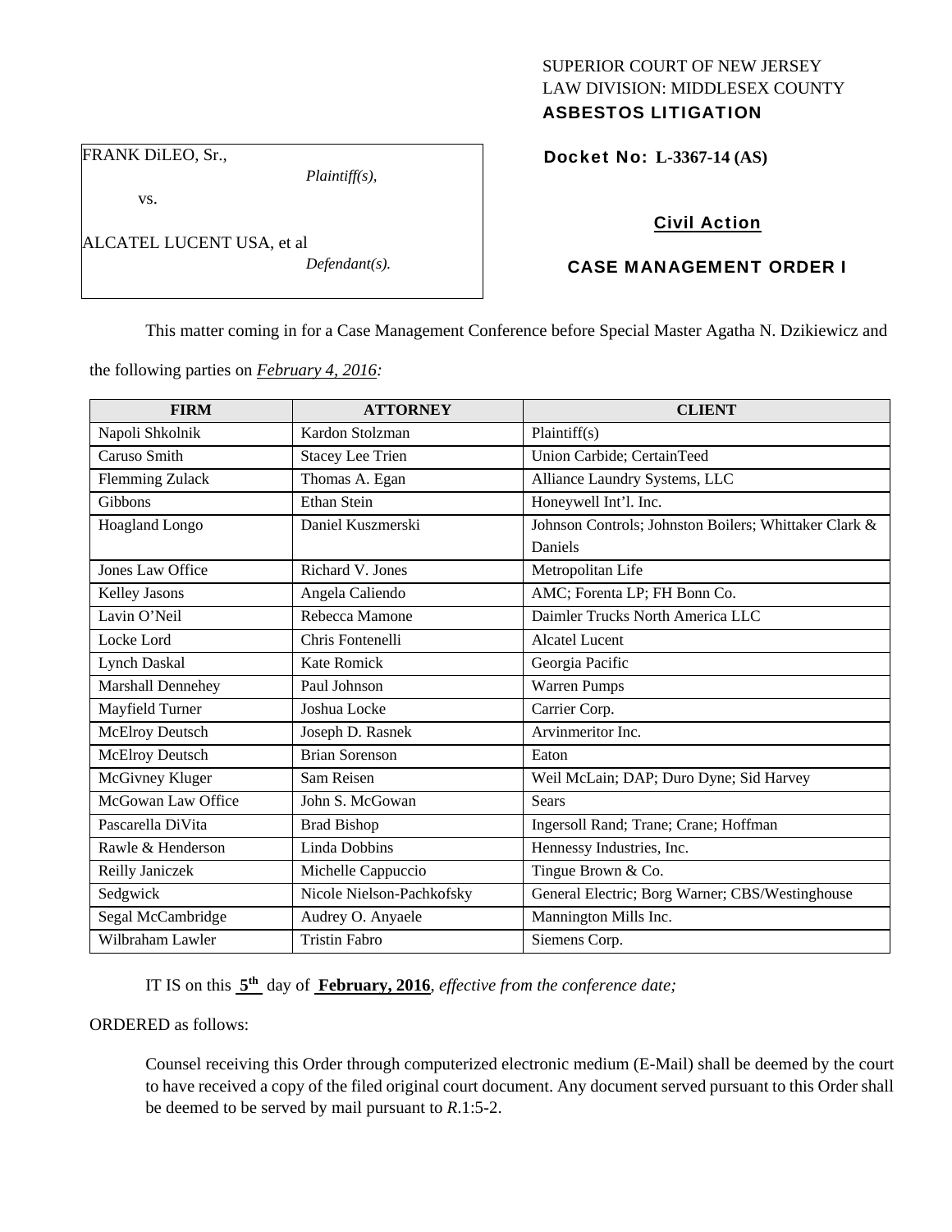SUPERIOR COURT OF NEW JERSEY
LAW DIVISION: MIDDLESEX COUNTY
**ASBESTOS LITIGATION**

FRANK DiLEO, Sr.,
*Plaintiff(s),*

vs.

ALCATEL LUCENT USA, et al
*Defendant(s).*

**Docket No: L-3367-14 (AS)**

**Civil Action**

**CASE MANAGEMENT ORDER I**

This matter coming in for a Case Management Conference before Special Master Agatha N. Dzikiewicz and the following parties on *February 4, 2016:*

| FIRM | ATTORNEY | CLIENT |
|---|---|---|
| Napoli Shkolnik | Kardon Stolzman | Plaintiff(s) |
| Caruso Smith | Stacey Lee Trien | Union Carbide; CertainTeed |
| Flemming Zulack | Thomas A. Egan | Alliance Laundry Systems, LLC |
| Gibbons | Ethan Stein | Honeywell Int'l. Inc. |
| Hoagland Longo | Daniel Kuszmerski | Johnson Controls; Johnston Boilers; Whittaker Clark & Daniels |
| Jones Law Office | Richard V. Jones | Metropolitan Life |
| Kelley Jasons | Angela Caliendo | AMC; Forenta LP; FH Bonn Co. |
| Lavin O'Neil | Rebecca Mamone | Daimler Trucks North America LLC |
| Locke Lord | Chris Fontenelli | Alcatel Lucent |
| Lynch Daskal | Kate Romick | Georgia Pacific |
| Marshall Dennehey | Paul Johnson | Warren Pumps |
| Mayfield Turner | Joshua Locke | Carrier Corp. |
| McElroy Deutsch | Joseph D. Rasnek | Arvinmeritor Inc. |
| McElroy Deutsch | Brian Sorenson | Eaton |
| McGivney Kluger | Sam Reisen | Weil McLain; DAP; Duro Dyne; Sid Harvey |
| McGowan Law Office | John S. McGowan | Sears |
| Pascarella DiVita | Brad Bishop | Ingersoll Rand; Trane; Crane; Hoffman |
| Rawle & Henderson | Linda Dobbins | Hennessy Industries, Inc. |
| Reilly Janiczek | Michelle Cappuccio | Tingue Brown & Co. |
| Sedgwick | Nicole Nielson-Pachkofsky | General Electric; Borg Warner; CBS/Westinghouse |
| Segal McCambridge | Audrey O. Anyaele | Mannington Mills Inc. |
| Wilbraham Lawler | Tristin Fabro | Siemens Corp. |

IT IS on this **5th** day of **February, 2016**, *effective from the conference date;*

ORDERED as follows:

Counsel receiving this Order through computerized electronic medium (E-Mail) shall be deemed by the court to have received a copy of the filed original court document. Any document served pursuant to this Order shall be deemed to be served by mail pursuant to *R*.1:5-2.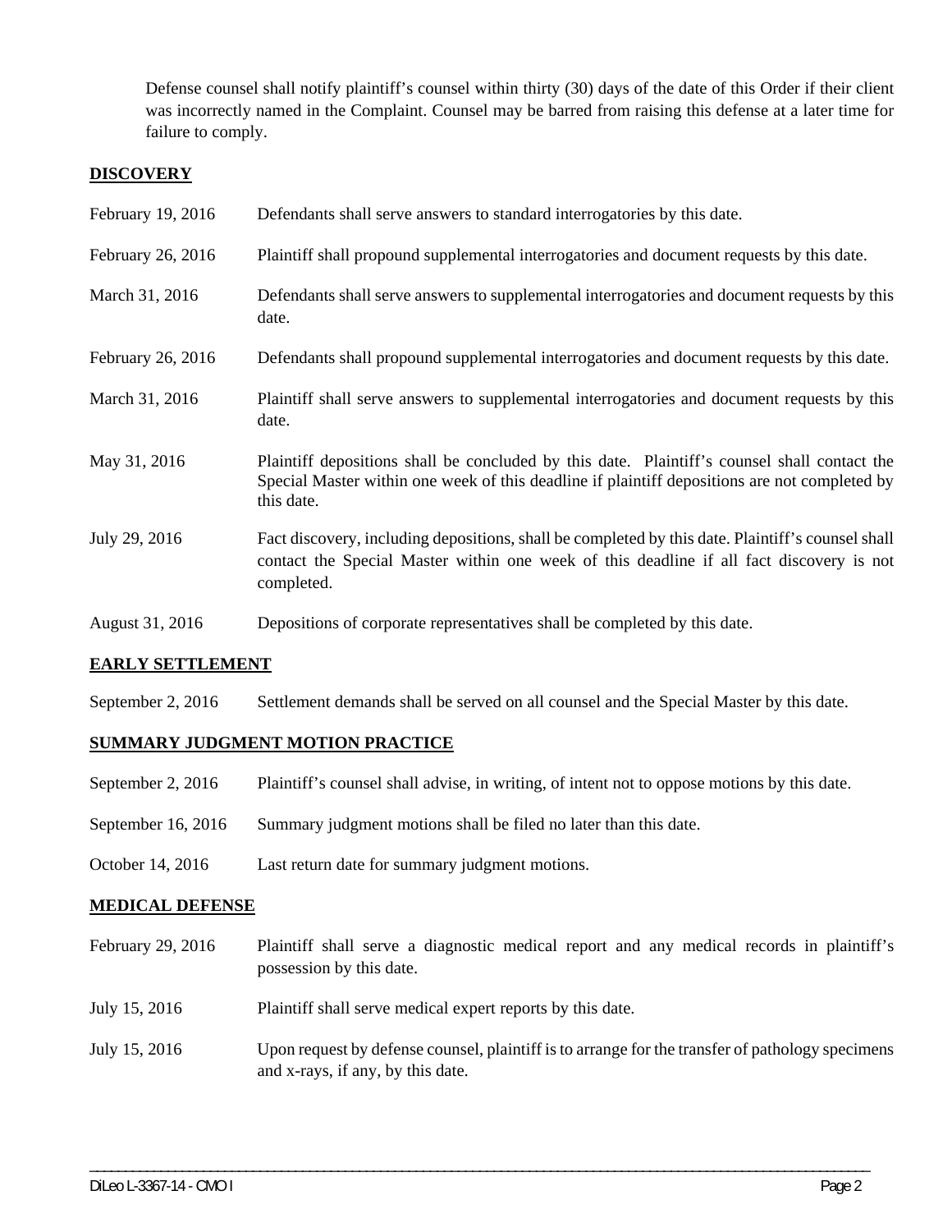Defense counsel shall notify plaintiff's counsel within thirty (30) days of the date of this Order if their client was incorrectly named in the Complaint. Counsel may be barred from raising this defense at a later time for failure to comply.

## DISCOVERY

| | |
|---|---|
| February 19, 2016 | Defendants shall serve answers to standard interrogatories by this date. |
| February 26, 2016 | Plaintiff shall propound supplemental interrogatories and document requests by this date. |
| March 31, 2016 | Defendants shall serve answers to supplemental interrogatories and document requests by this date. |
| February 26, 2016 | Defendants shall propound supplemental interrogatories and document requests by this date. |
| March 31, 2016 | Plaintiff shall serve answers to supplemental interrogatories and document requests by this date. |
| May 31, 2016 | Plaintiff depositions shall be concluded by this date. Plaintiff's counsel shall contact the Special Master within one week of this deadline if plaintiff depositions are not completed by this date. |
| July 29, 2016 | Fact discovery, including depositions, shall be completed by this date. Plaintiff's counsel shall contact the Special Master within one week of this deadline if all fact discovery is not completed. |
| August 31, 2016 | Depositions of corporate representatives shall be completed by this date. |

## EARLY SETTLEMENT

| | |
|---|---|
| September 2, 2016 | Settlement demands shall be served on all counsel and the Special Master by this date. |

## SUMMARY JUDGMENT MOTION PRACTICE

| | |
|---|---|
| September 2, 2016 | Plaintiff's counsel shall advise, in writing, of intent not to oppose motions by this date. |
| September 16, 2016 | Summary judgment motions shall be filed no later than this date. |
| October 14, 2016 | Last return date for summary judgment motions. |

## MEDICAL DEFENSE

| | |
|---|---|
| February 29, 2016 | Plaintiff shall serve a diagnostic medical report and any medical records in plaintiff's possession by this date. |
| July 15, 2016 | Plaintiff shall serve medical expert reports by this date. |
| July 15, 2016 | Upon request by defense counsel, plaintiff is to arrange for the transfer of pathology specimens and x-rays, if any, by this date. |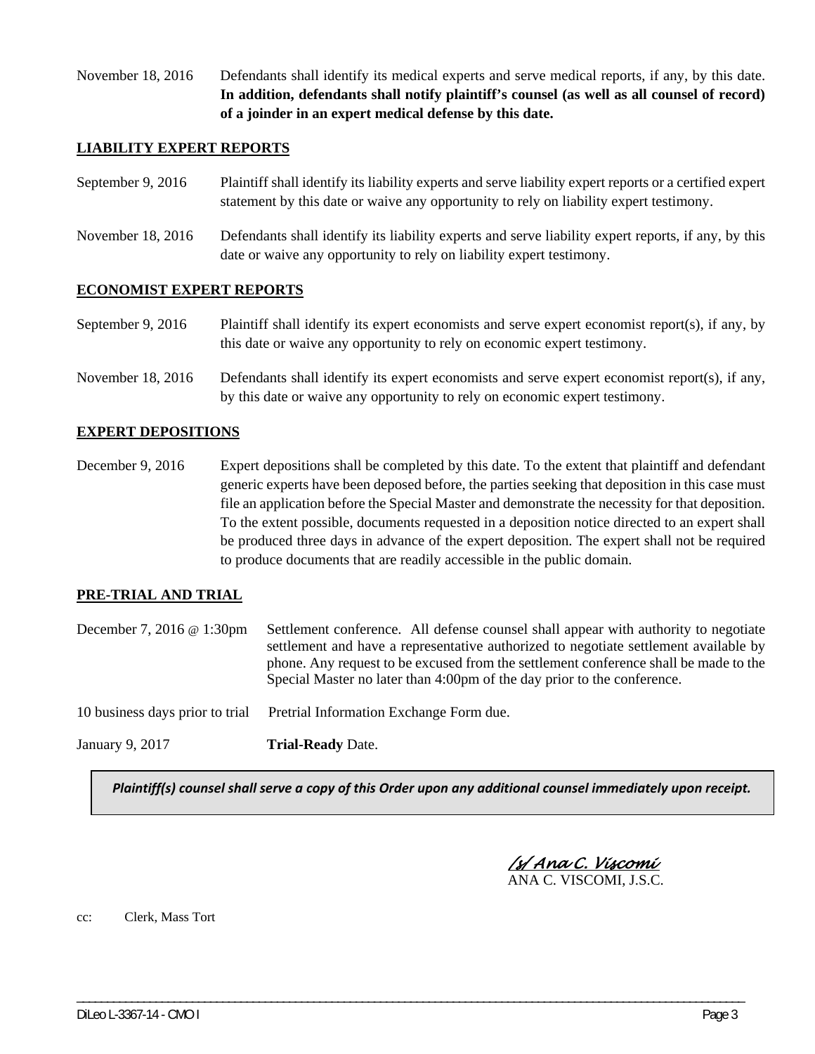November 18, 2016 Defendants shall identify its medical experts and serve medical reports, if any, by this date. **In addition, defendants shall notify plaintiff's counsel (as well as all counsel of record) of a joinder in an expert medical defense by this date.**

## LIABILITY EXPERT REPORTS

September 9, 2016 Plaintiff shall identify its liability experts and serve liability expert reports or a certified expert statement by this date or waive any opportunity to rely on liability expert testimony.

November 18, 2016 Defendants shall identify its liability experts and serve liability expert reports, if any, by this date or waive any opportunity to rely on liability expert testimony.

## ECONOMIST EXPERT REPORTS

September 9, 2016 Plaintiff shall identify its expert economists and serve expert economist report(s), if any, by this date or waive any opportunity to rely on economic expert testimony.

November 18, 2016 Defendants shall identify its expert economists and serve expert economist report(s), if any, by this date or waive any opportunity to rely on economic expert testimony.

## EXPERT DEPOSITIONS

December 9, 2016 Expert depositions shall be completed by this date. To the extent that plaintiff and defendant generic experts have been deposed before, the parties seeking that deposition in this case must file an application before the Special Master and demonstrate the necessity for that deposition. To the extent possible, documents requested in a deposition notice directed to an expert shall be produced three days in advance of the expert deposition. The expert shall not be required to produce documents that are readily accessible in the public domain.

## PRE-TRIAL AND TRIAL

December 7, 2016 @ 1:30pm Settlement conference. All defense counsel shall appear with authority to negotiate settlement and have a representative authorized to negotiate settlement available by phone. Any request to be excused from the settlement conference shall be made to the Special Master no later than 4:00pm of the day prior to the conference.

10 business days prior to trial Pretrial Information Exchange Form due.

January 9, 2017 **Trial-Ready** Date.

***Plaintiff(s) counsel shall serve a copy of this Order upon any additional counsel immediately upon receipt.***

*/s/ Ana C. Viscomi*
ANA C. VISCOMI, J.S.C.

cc: Clerk, Mass Tort